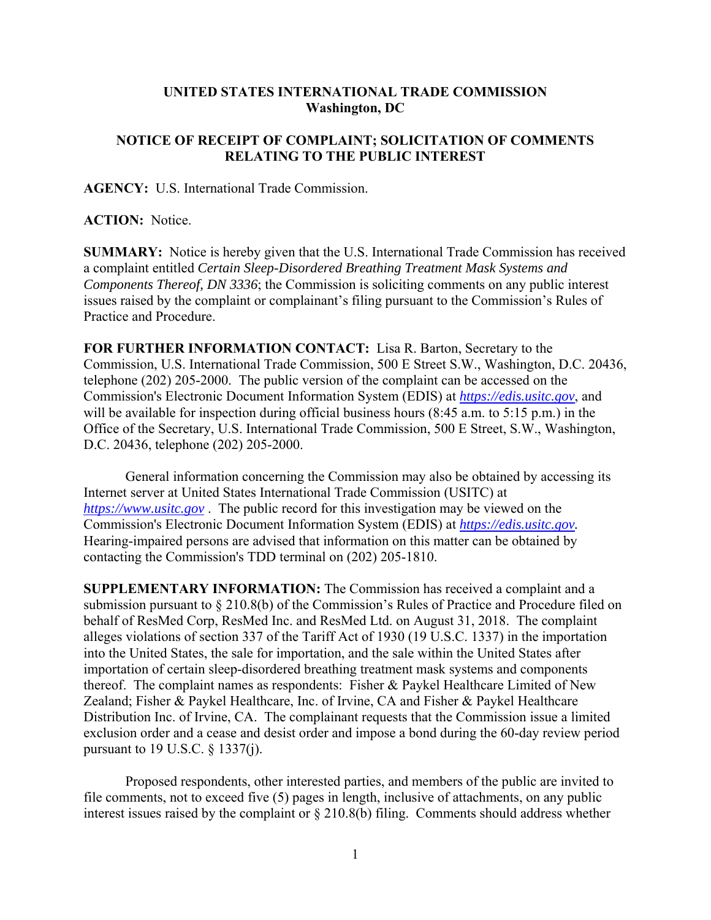**UNITED STATES INTERNATIONAL TRADE COMMISSION**
**Washington, DC**

**NOTICE OF RECEIPT OF COMPLAINT; SOLICITATION OF COMMENTS RELATING TO THE PUBLIC INTEREST**

**AGENCY:** U.S. International Trade Commission.

**ACTION:** Notice.

**SUMMARY:** Notice is hereby given that the U.S. International Trade Commission has received a complaint entitled *Certain Sleep-Disordered Breathing Treatment Mask Systems and Components Thereof, DN 3336*; the Commission is soliciting comments on any public interest issues raised by the complaint or complainant's filing pursuant to the Commission's Rules of Practice and Procedure.

**FOR FURTHER INFORMATION CONTACT:** Lisa R. Barton, Secretary to the Commission, U.S. International Trade Commission, 500 E Street S.W., Washington, D.C. 20436, telephone (202) 205-2000. The public version of the complaint can be accessed on the Commission's Electronic Document Information System (EDIS) at *https://edis.usitc.gov*, and will be available for inspection during official business hours (8:45 a.m. to 5:15 p.m.) in the Office of the Secretary, U.S. International Trade Commission, 500 E Street, S.W., Washington, D.C. 20436, telephone (202) 205-2000.

General information concerning the Commission may also be obtained by accessing its Internet server at United States International Trade Commission (USITC) at *https://www.usitc.gov* . The public record for this investigation may be viewed on the Commission's Electronic Document Information System (EDIS) at *https://edis.usitc.gov.* Hearing-impaired persons are advised that information on this matter can be obtained by contacting the Commission's TDD terminal on (202) 205-1810.

**SUPPLEMENTARY INFORMATION:** The Commission has received a complaint and a submission pursuant to § 210.8(b) of the Commission's Rules of Practice and Procedure filed on behalf of ResMed Corp, ResMed Inc. and ResMed Ltd. on August 31, 2018. The complaint alleges violations of section 337 of the Tariff Act of 1930 (19 U.S.C. 1337) in the importation into the United States, the sale for importation, and the sale within the United States after importation of certain sleep-disordered breathing treatment mask systems and components thereof. The complaint names as respondents: Fisher & Paykel Healthcare Limited of New Zealand; Fisher & Paykel Healthcare, Inc. of Irvine, CA and Fisher & Paykel Healthcare Distribution Inc. of Irvine, CA. The complainant requests that the Commission issue a limited exclusion order and a cease and desist order and impose a bond during the 60-day review period pursuant to 19 U.S.C. § 1337(j).

Proposed respondents, other interested parties, and members of the public are invited to file comments, not to exceed five (5) pages in length, inclusive of attachments, on any public interest issues raised by the complaint or § 210.8(b) filing. Comments should address whether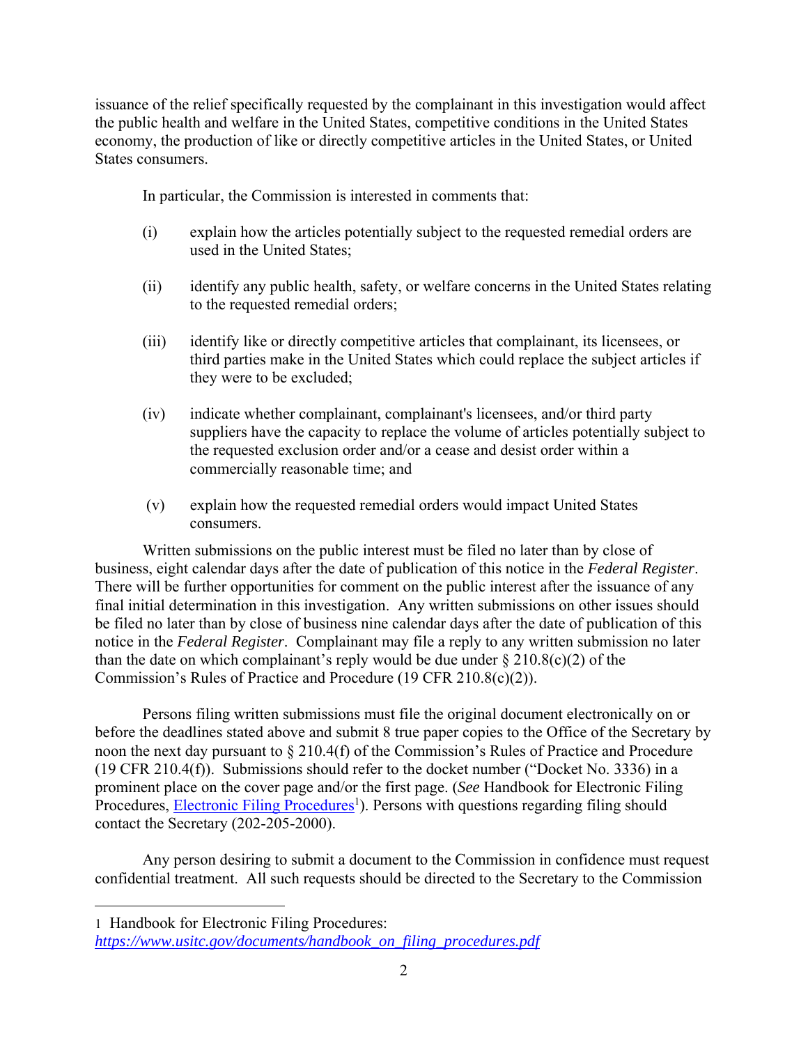issuance of the relief specifically requested by the complainant in this investigation would affect the public health and welfare in the United States, competitive conditions in the United States economy, the production of like or directly competitive articles in the United States, or United States consumers.

In particular, the Commission is interested in comments that:

(i) explain how the articles potentially subject to the requested remedial orders are used in the United States;

(ii) identify any public health, safety, or welfare concerns in the United States relating to the requested remedial orders;

(iii) identify like or directly competitive articles that complainant, its licensees, or third parties make in the United States which could replace the subject articles if they were to be excluded;

(iv) indicate whether complainant, complainant's licensees, and/or third party suppliers have the capacity to replace the volume of articles potentially subject to the requested exclusion order and/or a cease and desist order within a commercially reasonable time; and

(v) explain how the requested remedial orders would impact United States consumers.

Written submissions on the public interest must be filed no later than by close of business, eight calendar days after the date of publication of this notice in the *Federal Register*. There will be further opportunities for comment on the public interest after the issuance of any final initial determination in this investigation. Any written submissions on other issues should be filed no later than by close of business nine calendar days after the date of publication of this notice in the *Federal Register*. Complainant may file a reply to any written submission no later than the date on which complainant's reply would be due under § 210.8(c)(2) of the Commission's Rules of Practice and Procedure (19 CFR 210.8(c)(2)).

Persons filing written submissions must file the original document electronically on or before the deadlines stated above and submit 8 true paper copies to the Office of the Secretary by noon the next day pursuant to § 210.4(f) of the Commission's Rules of Practice and Procedure (19 CFR 210.4(f)). Submissions should refer to the docket number ("Docket No. 3336) in a prominent place on the cover page and/or the first page. (*See* Handbook for Electronic Filing Procedures, Electronic Filing Procedures[1]). Persons with questions regarding filing should contact the Secretary (202-205-2000).

Any person desiring to submit a document to the Commission in confidence must request confidential treatment. All such requests should be directed to the Secretary to the Commission

---

1 Handbook for Electronic Filing Procedures: *https://www.usitc.gov/documents/handbook_on_filing_procedures.pdf*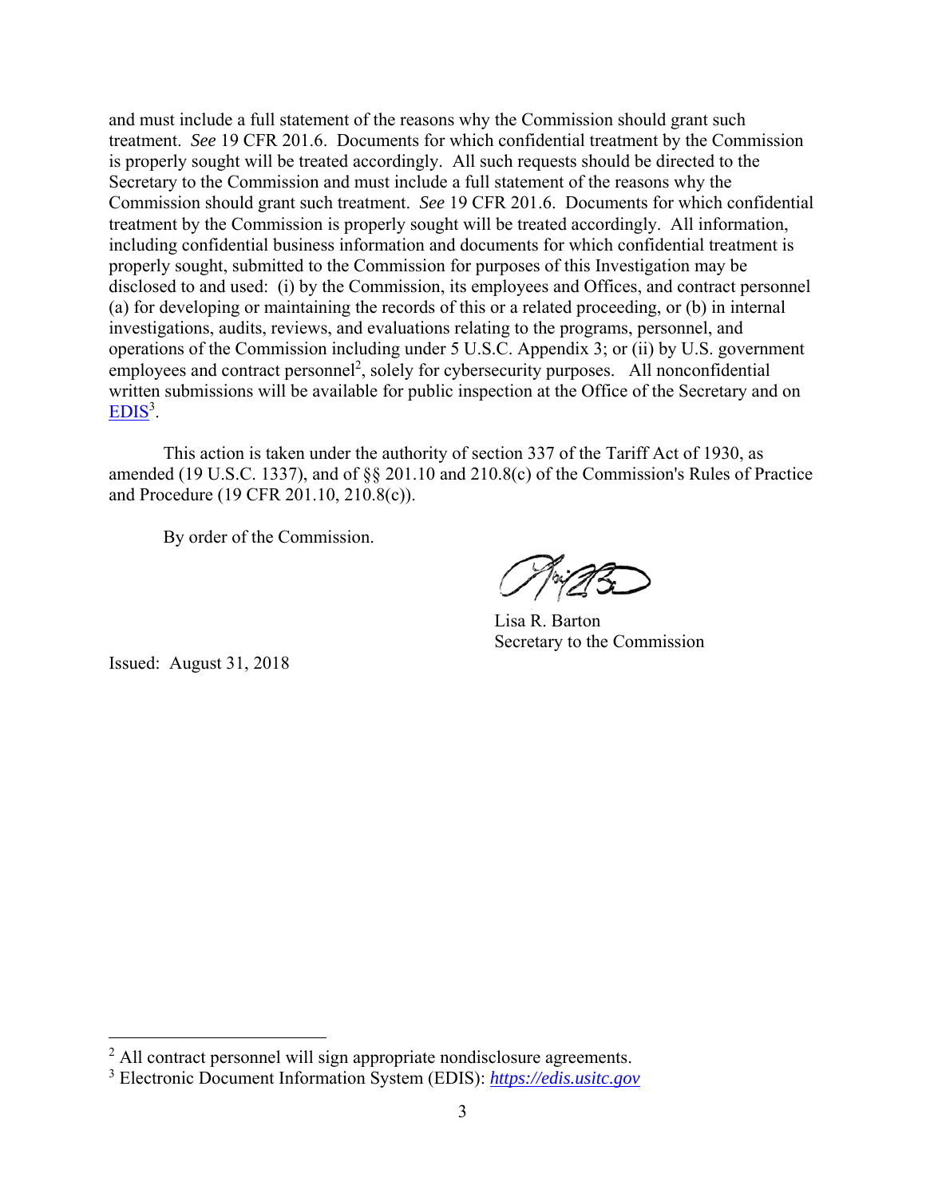and must include a full statement of the reasons why the Commission should grant such treatment. *See* 19 CFR 201.6. Documents for which confidential treatment by the Commission is properly sought will be treated accordingly. All such requests should be directed to the Secretary to the Commission and must include a full statement of the reasons why the Commission should grant such treatment. *See* 19 CFR 201.6. Documents for which confidential treatment by the Commission is properly sought will be treated accordingly. All information, including confidential business information and documents for which confidential treatment is properly sought, submitted to the Commission for purposes of this Investigation may be disclosed to and used: (i) by the Commission, its employees and Offices, and contract personnel (a) for developing or maintaining the records of this or a related proceeding, or (b) in internal investigations, audits, reviews, and evaluations relating to the programs, personnel, and operations of the Commission including under 5 U.S.C. Appendix 3; or (ii) by U.S. government employees and contract personnel[2], solely for cybersecurity purposes. All nonconfidential written submissions will be available for public inspection at the Office of the Secretary and on EDIS[3].

This action is taken under the authority of section 337 of the Tariff Act of 1930, as amended (19 U.S.C. 1337), and of §§ 201.10 and 210.8(c) of the Commission's Rules of Practice and Procedure (19 CFR 201.10, 210.8(c)).

By order of the Commission.

Lisa R. Barton
Secretary to the Commission

Issued: August 31, 2018

---

[2] All contract personnel will sign appropriate nondisclosure agreements.

[3] Electronic Document Information System (EDIS): *https://edis.usitc.gov*